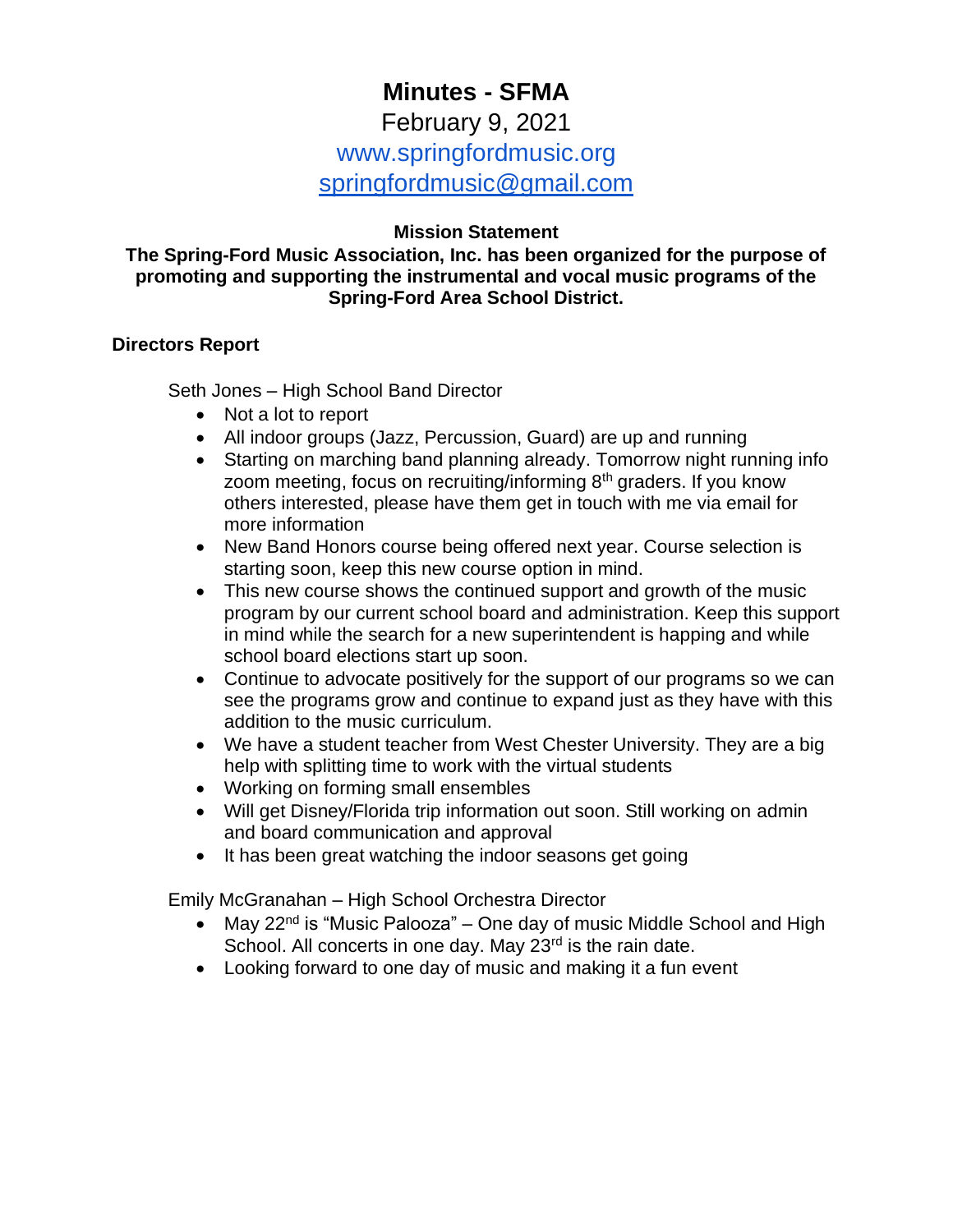# Minutes - SFMA

February 9, 2021

www.springfordmusic.org

springfordmusic@gmail.com

**Mission Statement**

**The Spring-Ford Music Association, Inc. has been organized for the purpose of promoting and supporting the instrumental and vocal music programs of the Spring-Ford Area School District.**

**Directors Report**

Seth Jones – High School Band Director

- Not a lot to report
- All indoor groups (Jazz, Percussion, Guard) are up and running
- Starting on marching band planning already. Tomorrow night running info zoom meeting, focus on recruiting/informing 8th graders. If you know others interested, please have them get in touch with me via email for more information
- New Band Honors course being offered next year. Course selection is starting soon, keep this new course option in mind.
- This new course shows the continued support and growth of the music program by our current school board and administration. Keep this support in mind while the search for a new superintendent is happing and while school board elections start up soon.
- Continue to advocate positively for the support of our programs so we can see the programs grow and continue to expand just as they have with this addition to the music curriculum.
- We have a student teacher from West Chester University. They are a big help with splitting time to work with the virtual students
- Working on forming small ensembles
- Will get Disney/Florida trip information out soon. Still working on admin and board communication and approval
- It has been great watching the indoor seasons get going

Emily McGranahan – High School Orchestra Director

- May 22nd is "Music Palooza" – One day of music Middle School and High School. All concerts in one day. May 23rd is the rain date.
- Looking forward to one day of music and making it a fun event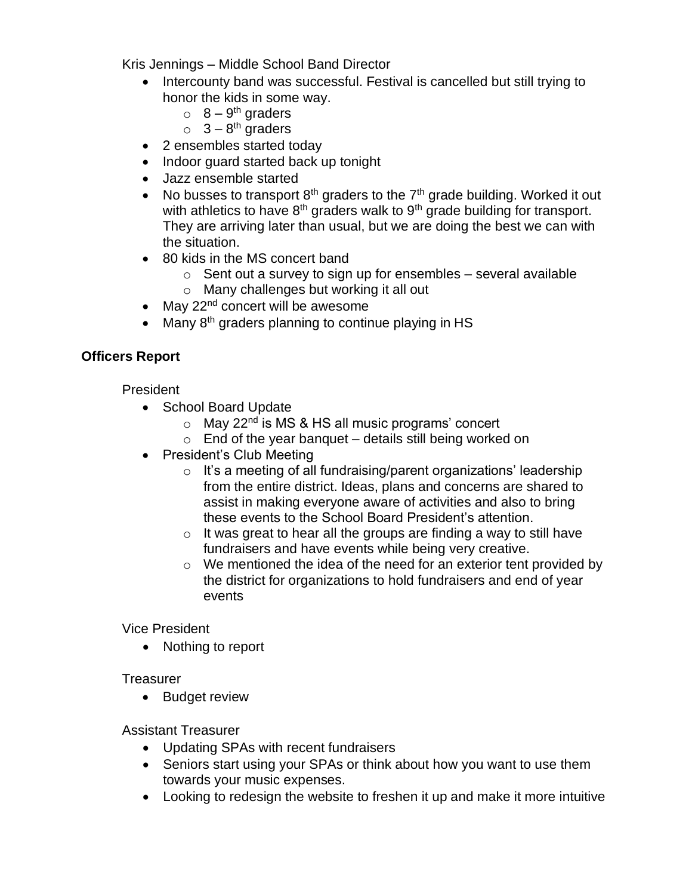Kris Jennings – Middle School Band Director

- Intercounty band was successful. Festival is cancelled but still trying to honor the kids in some way.
  - 8 – 9th graders
  - 3 – 8th graders
- 2 ensembles started today
- Indoor guard started back up tonight
- Jazz ensemble started
- No busses to transport 8th graders to the 7th grade building. Worked it out with athletics to have 8th graders walk to 9th grade building for transport. They are arriving later than usual, but we are doing the best we can with the situation.
- 80 kids in the MS concert band
  - Sent out a survey to sign up for ensembles – several available
  - Many challenges but working it all out
- May 22nd concert will be awesome
- Many 8th graders planning to continue playing in HS

**Officers Report**

President

- School Board Update
  - May 22nd is MS & HS all music programs' concert
  - End of the year banquet – details still being worked on
- President's Club Meeting
  - It's a meeting of all fundraising/parent organizations' leadership from the entire district. Ideas, plans and concerns are shared to assist in making everyone aware of activities and also to bring these events to the School Board President's attention.
  - It was great to hear all the groups are finding a way to still have fundraisers and have events while being very creative.
  - We mentioned the idea of the need for an exterior tent provided by the district for organizations to hold fundraisers and end of year events

Vice President

- Nothing to report

Treasurer

- Budget review

Assistant Treasurer

- Updating SPAs with recent fundraisers
- Seniors start using your SPAs or think about how you want to use them towards your music expenses.
- Looking to redesign the website to freshen it up and make it more intuitive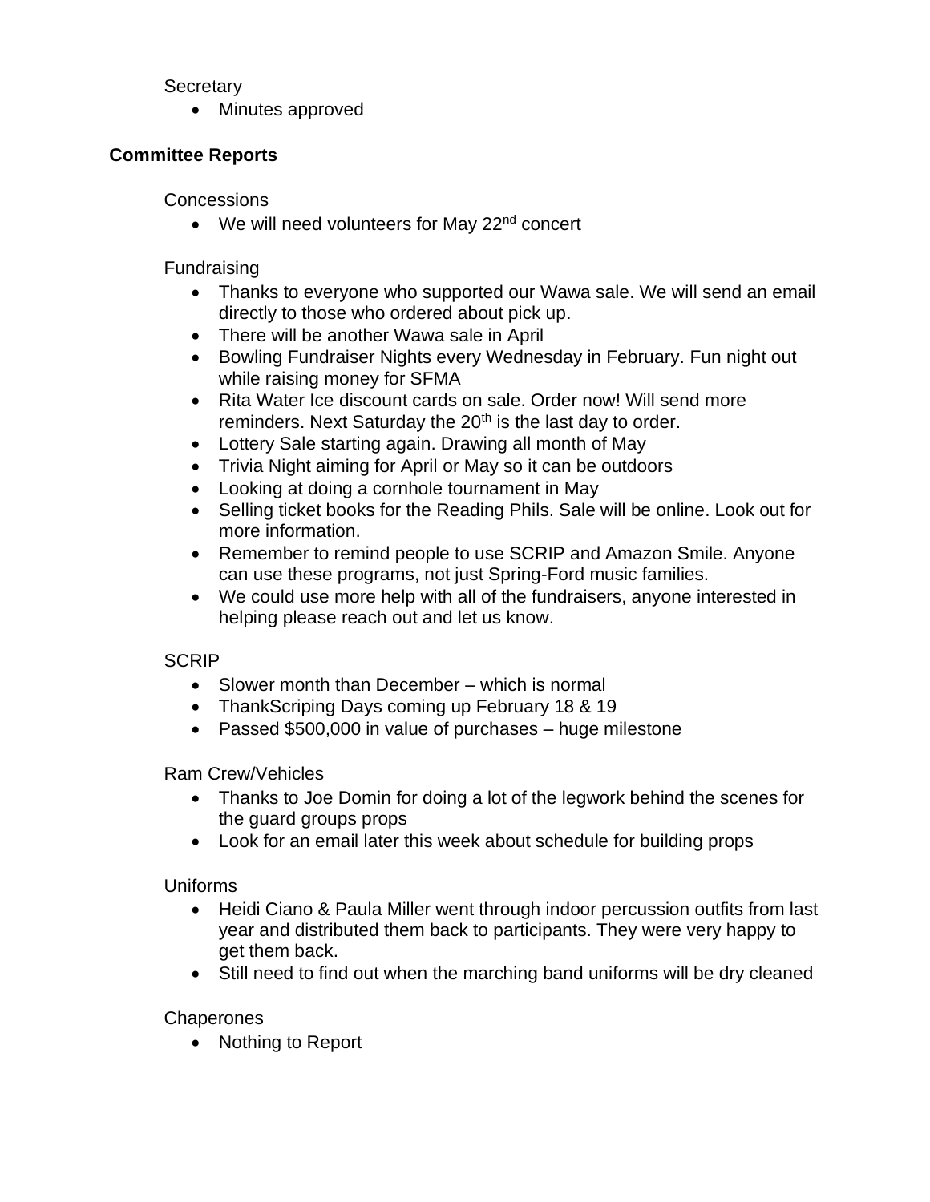Secretary

- Minutes approved

## Committee Reports

Concessions

- We will need volunteers for May 22nd concert

Fundraising

- Thanks to everyone who supported our Wawa sale. We will send an email directly to those who ordered about pick up.
- There will be another Wawa sale in April
- Bowling Fundraiser Nights every Wednesday in February. Fun night out while raising money for SFMA
- Rita Water Ice discount cards on sale. Order now! Will send more reminders. Next Saturday the 20th is the last day to order.
- Lottery Sale starting again. Drawing all month of May
- Trivia Night aiming for April or May so it can be outdoors
- Looking at doing a cornhole tournament in May
- Selling ticket books for the Reading Phils. Sale will be online. Look out for more information.
- Remember to remind people to use SCRIP and Amazon Smile. Anyone can use these programs, not just Spring-Ford music families.
- We could use more help with all of the fundraisers, anyone interested in helping please reach out and let us know.

SCRIP

- Slower month than December – which is normal
- ThankScriping Days coming up February 18 & 19
- Passed $500,000 in value of purchases – huge milestone

Ram Crew/Vehicles

- Thanks to Joe Domin for doing a lot of the legwork behind the scenes for the guard groups props
- Look for an email later this week about schedule for building props

Uniforms

- Heidi Ciano & Paula Miller went through indoor percussion outfits from last year and distributed them back to participants. They were very happy to get them back.
- Still need to find out when the marching band uniforms will be dry cleaned

Chaperones

- Nothing to Report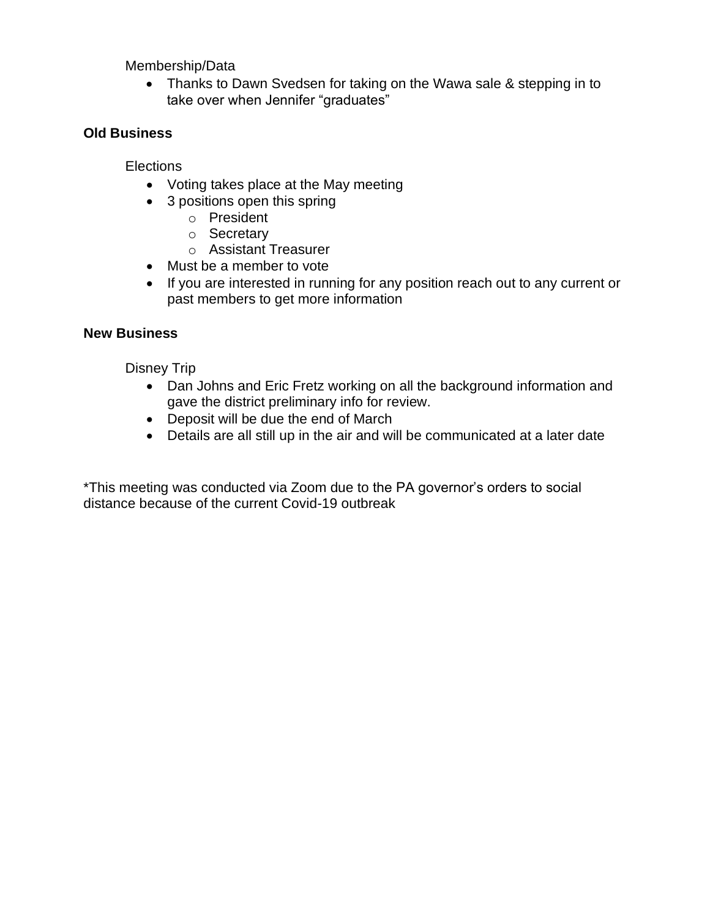Membership/Data

- Thanks to Dawn Svedsen for taking on the Wawa sale & stepping in to take over when Jennifer “graduates”

**Old Business**

Elections

- Voting takes place at the May meeting
- 3 positions open this spring
    - President
    - Secretary
    - Assistant Treasurer
- Must be a member to vote
- If you are interested in running for any position reach out to any current or past members to get more information

**New Business**

Disney Trip

- Dan Johns and Eric Fretz working on all the background information and gave the district preliminary info for review.
- Deposit will be due the end of March
- Details are all still up in the air and will be communicated at a later date

*This meeting was conducted via Zoom due to the PA governor’s orders to social distance because of the current Covid-19 outbreak